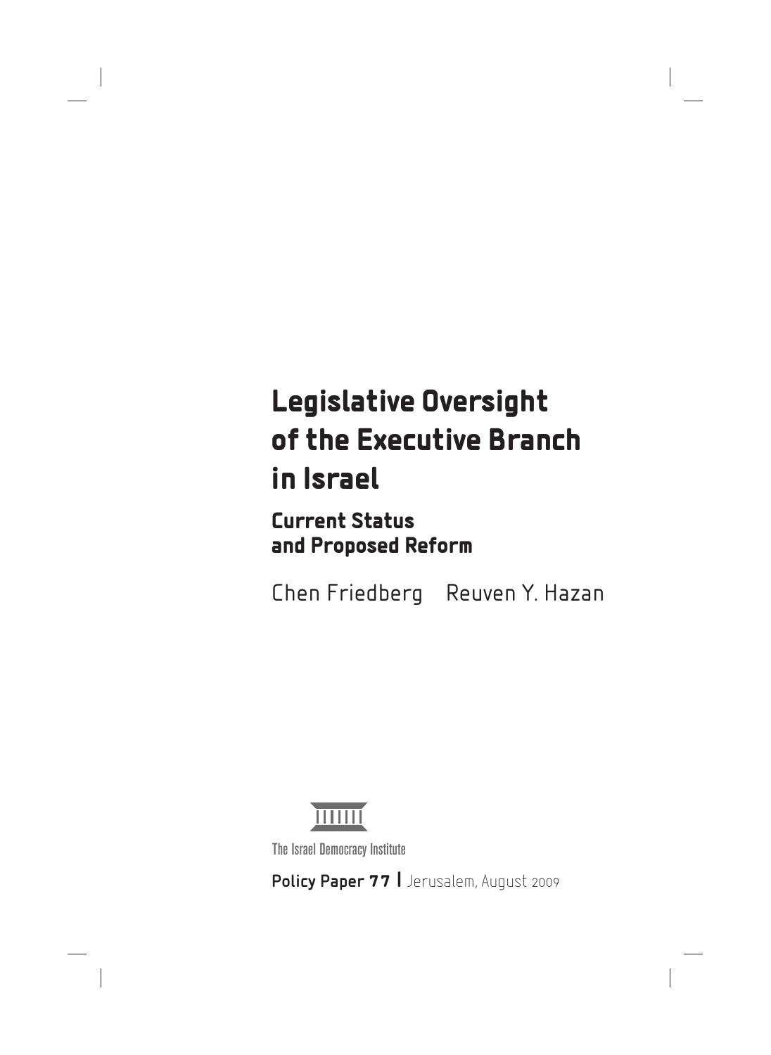# Legislative Oversight of the Executive Branch in Israel

## Current Status and Proposed Reform

Chen Friedberg Reuven Y. Hazan

The Israel Democracy Institute

**Policy Paper 77** | Jerusalem, August 2009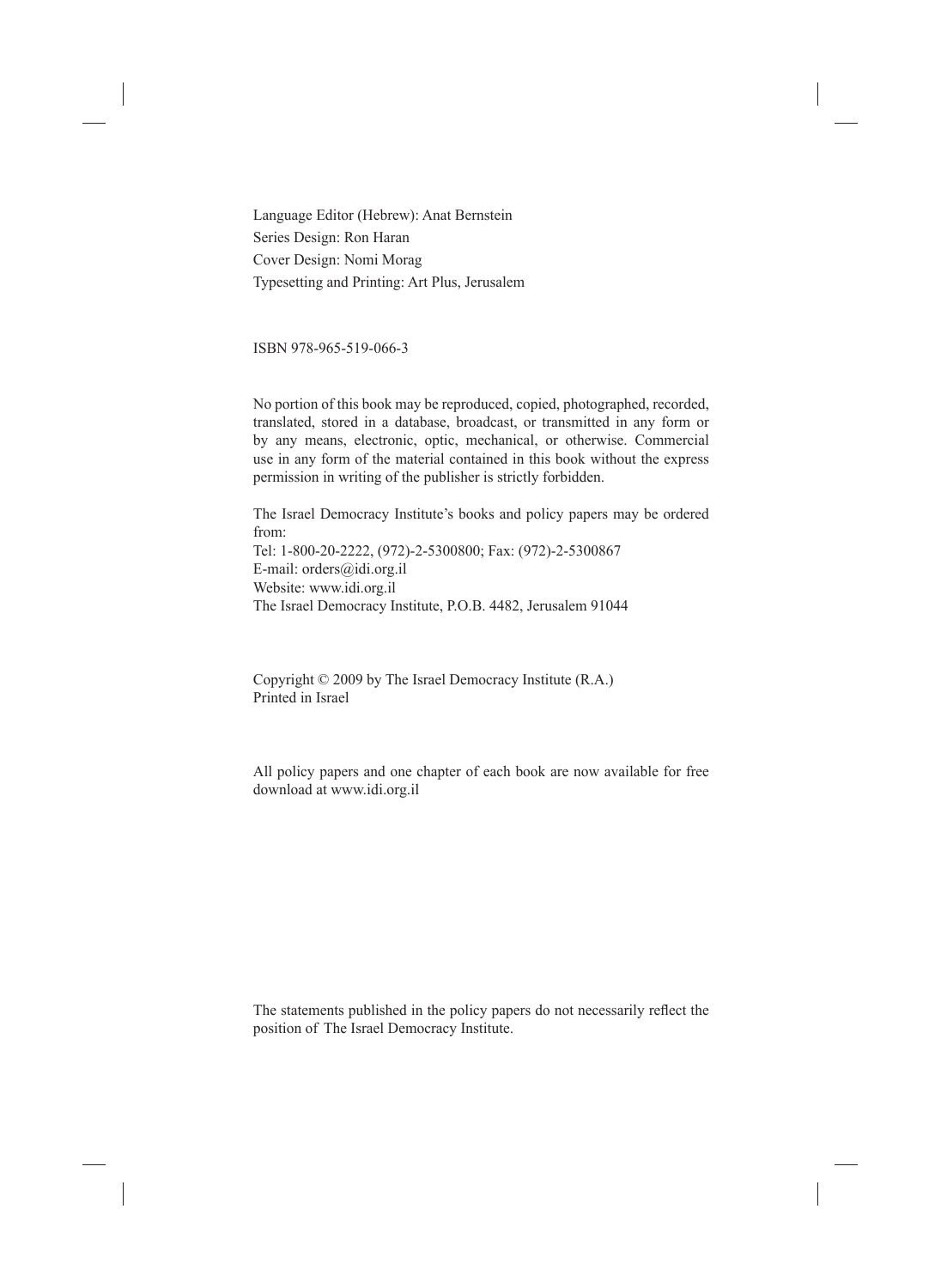Language Editor (Hebrew): Anat Bernstein
Series Design: Ron Haran
Cover Design: Nomi Morag
Typesetting and Printing: Art Plus, Jerusalem

ISBN 978-965-519-066-3

No portion of this book may be reproduced, copied, photographed, recorded, translated, stored in a database, broadcast, or transmitted in any form or by any means, electronic, optic, mechanical, or otherwise. Commercial use in any form of the material contained in this book without the express permission in writing of the publisher is strictly forbidden.

The Israel Democracy Institute's books and policy papers may be ordered from:
Tel: 1-800-20-2222, (972)-2-5300800; Fax: (972)-2-5300867
E-mail: orders@idi.org.il
Website: www.idi.org.il
The Israel Democracy Institute, P.O.B. 4482, Jerusalem 91044

Copyright © 2009 by The Israel Democracy Institute (R.A.)
Printed in Israel

All policy papers and one chapter of each book are now available for free download at www.idi.org.il

The statements published in the policy papers do not necessarily reflect the position of The Israel Democracy Institute.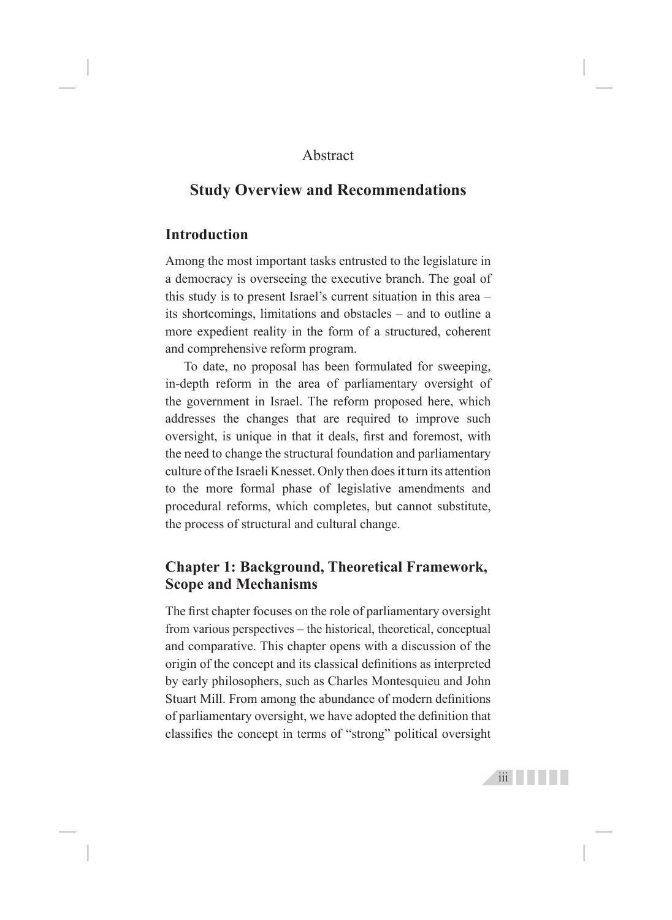Abstract

# Study Overview and Recommendations

## Introduction

Among the most important tasks entrusted to the legislature in a democracy is overseeing the executive branch. The goal of this study is to present Israel's current situation in this area – its shortcomings, limitations and obstacles – and to outline a more expedient reality in the form of a structured, coherent and comprehensive reform program.

To date, no proposal has been formulated for sweeping, in-depth reform in the area of parliamentary oversight of the government in Israel. The reform proposed here, which addresses the changes that are required to improve such oversight, is unique in that it deals, first and foremost, with the need to change the structural foundation and parliamentary culture of the Israeli Knesset. Only then does it turn its attention to the more formal phase of legislative amendments and procedural reforms, which completes, but cannot substitute, the process of structural and cultural change.

## Chapter 1: Background, Theoretical Framework, Scope and Mechanisms

The first chapter focuses on the role of parliamentary oversight from various perspectives – the historical, theoretical, conceptual and comparative. This chapter opens with a discussion of the origin of the concept and its classical definitions as interpreted by early philosophers, such as Charles Montesquieu and John Stuart Mill. From among the abundance of modern definitions of parliamentary oversight, we have adopted the definition that classifies the concept in terms of "strong" political oversight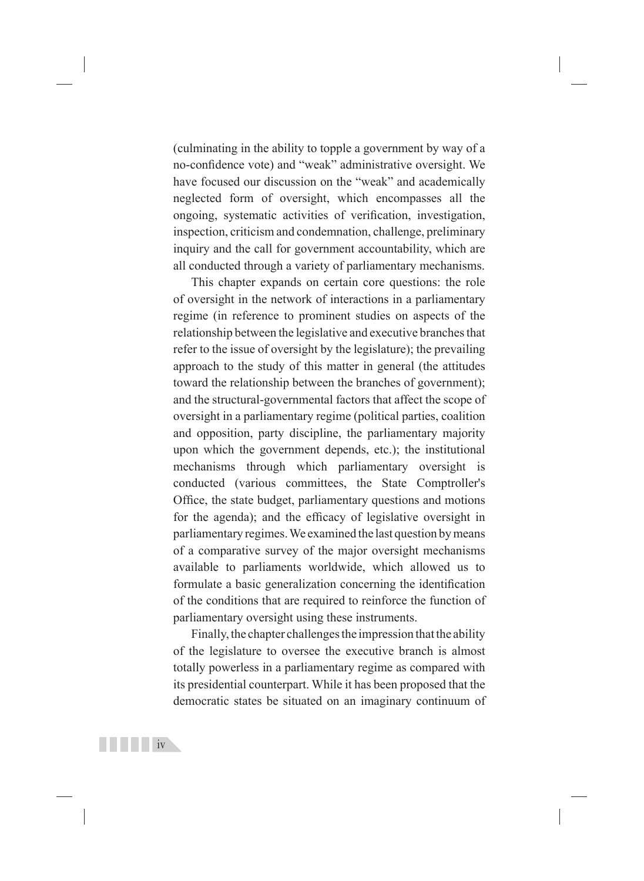(culminating in the ability to topple a government by way of a no-confidence vote) and "weak" administrative oversight. We have focused our discussion on the "weak" and academically neglected form of oversight, which encompasses all the ongoing, systematic activities of verification, investigation, inspection, criticism and condemnation, challenge, preliminary inquiry and the call for government accountability, which are all conducted through a variety of parliamentary mechanisms.

This chapter expands on certain core questions: the role of oversight in the network of interactions in a parliamentary regime (in reference to prominent studies on aspects of the relationship between the legislative and executive branches that refer to the issue of oversight by the legislature); the prevailing approach to the study of this matter in general (the attitudes toward the relationship between the branches of government); and the structural-governmental factors that affect the scope of oversight in a parliamentary regime (political parties, coalition and opposition, party discipline, the parliamentary majority upon which the government depends, etc.); the institutional mechanisms through which parliamentary oversight is conducted (various committees, the State Comptroller's Office, the state budget, parliamentary questions and motions for the agenda); and the efficacy of legislative oversight in parliamentary regimes. We examined the last question by means of a comparative survey of the major oversight mechanisms available to parliaments worldwide, which allowed us to formulate a basic generalization concerning the identification of the conditions that are required to reinforce the function of parliamentary oversight using these instruments.

Finally, the chapter challenges the impression that the ability of the legislature to oversee the executive branch is almost totally powerless in a parliamentary regime as compared with its presidential counterpart. While it has been proposed that the democratic states be situated on an imaginary continuum of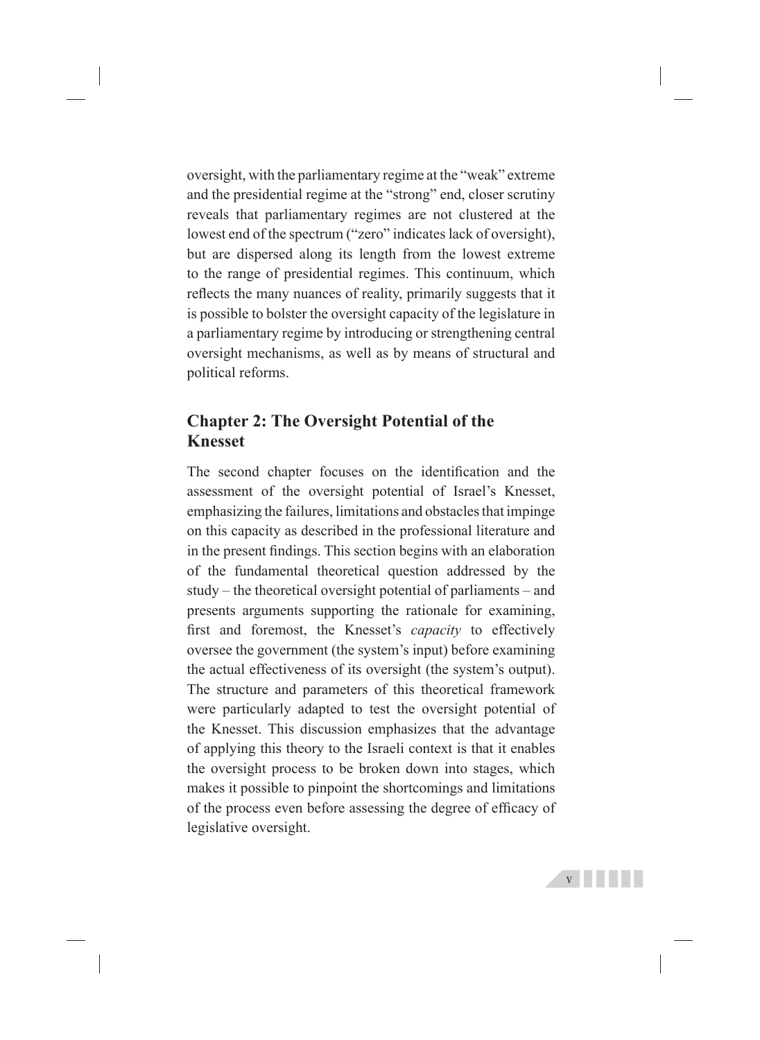oversight, with the parliamentary regime at the "weak" extreme and the presidential regime at the "strong" end, closer scrutiny reveals that parliamentary regimes are not clustered at the lowest end of the spectrum ("zero" indicates lack of oversight), but are dispersed along its length from the lowest extreme to the range of presidential regimes. This continuum, which reflects the many nuances of reality, primarily suggests that it is possible to bolster the oversight capacity of the legislature in a parliamentary regime by introducing or strengthening central oversight mechanisms, as well as by means of structural and political reforms.

## Chapter 2: The Oversight Potential of the Knesset

The second chapter focuses on the identification and the assessment of the oversight potential of Israel's Knesset, emphasizing the failures, limitations and obstacles that impinge on this capacity as described in the professional literature and in the present findings. This section begins with an elaboration of the fundamental theoretical question addressed by the study – the theoretical oversight potential of parliaments – and presents arguments supporting the rationale for examining, first and foremost, the Knesset's *capacity* to effectively oversee the government (the system's input) before examining the actual effectiveness of its oversight (the system's output). The structure and parameters of this theoretical framework were particularly adapted to test the oversight potential of the Knesset. This discussion emphasizes that the advantage of applying this theory to the Israeli context is that it enables the oversight process to be broken down into stages, which makes it possible to pinpoint the shortcomings and limitations of the process even before assessing the degree of efficacy of legislative oversight.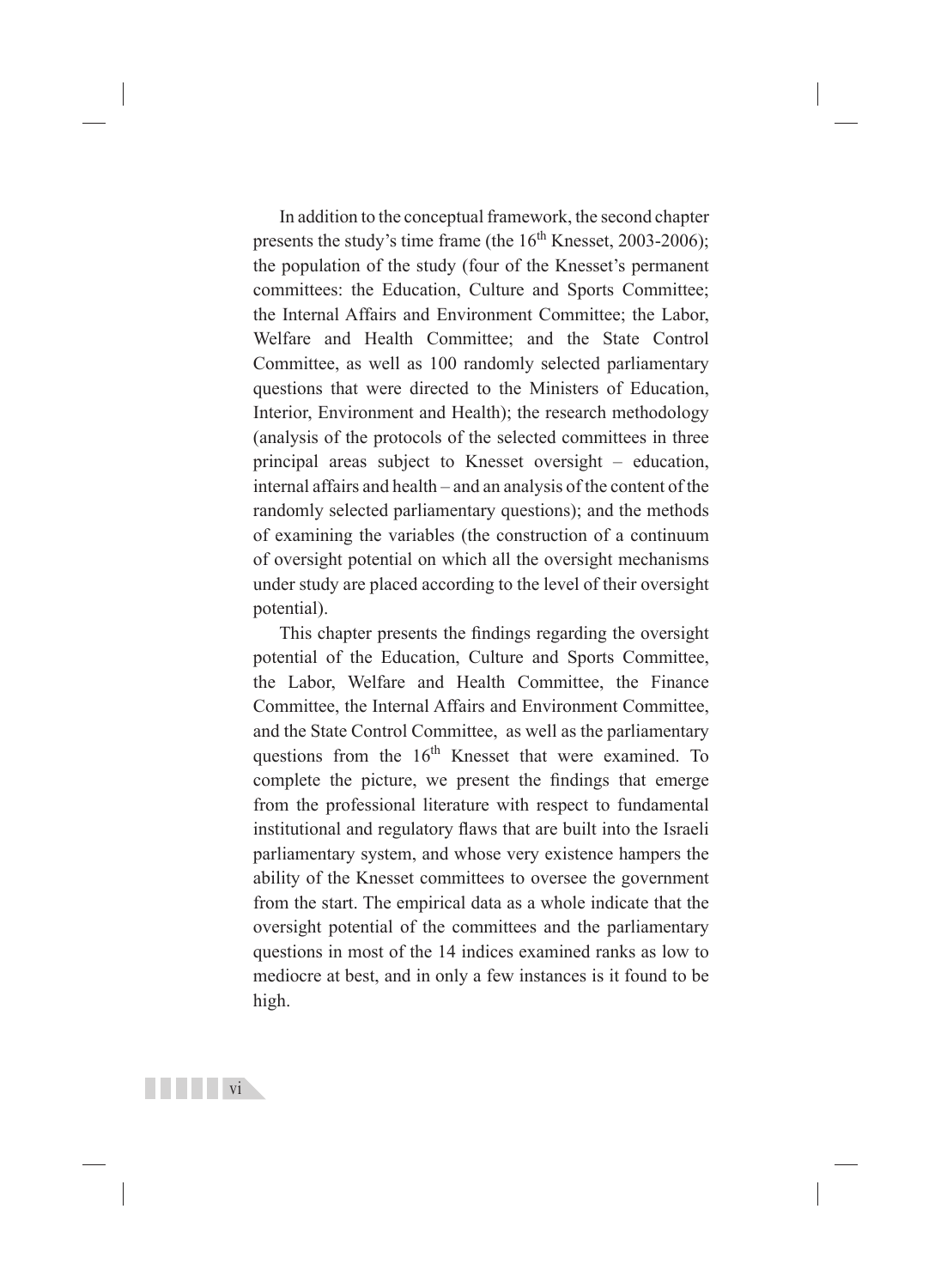In addition to the conceptual framework, the second chapter presents the study's time frame (the 16th Knesset, 2003-2006); the population of the study (four of the Knesset's permanent committees: the Education, Culture and Sports Committee; the Internal Affairs and Environment Committee; the Labor, Welfare and Health Committee; and the State Control Committee, as well as 100 randomly selected parliamentary questions that were directed to the Ministers of Education, Interior, Environment and Health); the research methodology (analysis of the protocols of the selected committees in three principal areas subject to Knesset oversight – education, internal affairs and health – and an analysis of the content of the randomly selected parliamentary questions); and the methods of examining the variables (the construction of a continuum of oversight potential on which all the oversight mechanisms under study are placed according to the level of their oversight potential).

This chapter presents the findings regarding the oversight potential of the Education, Culture and Sports Committee, the Labor, Welfare and Health Committee, the Finance Committee, the Internal Affairs and Environment Committee, and the State Control Committee, as well as the parliamentary questions from the 16th Knesset that were examined. To complete the picture, we present the findings that emerge from the professional literature with respect to fundamental institutional and regulatory flaws that are built into the Israeli parliamentary system, and whose very existence hampers the ability of the Knesset committees to oversee the government from the start. The empirical data as a whole indicate that the oversight potential of the committees and the parliamentary questions in most of the 14 indices examined ranks as low to mediocre at best, and in only a few instances is it found to be high.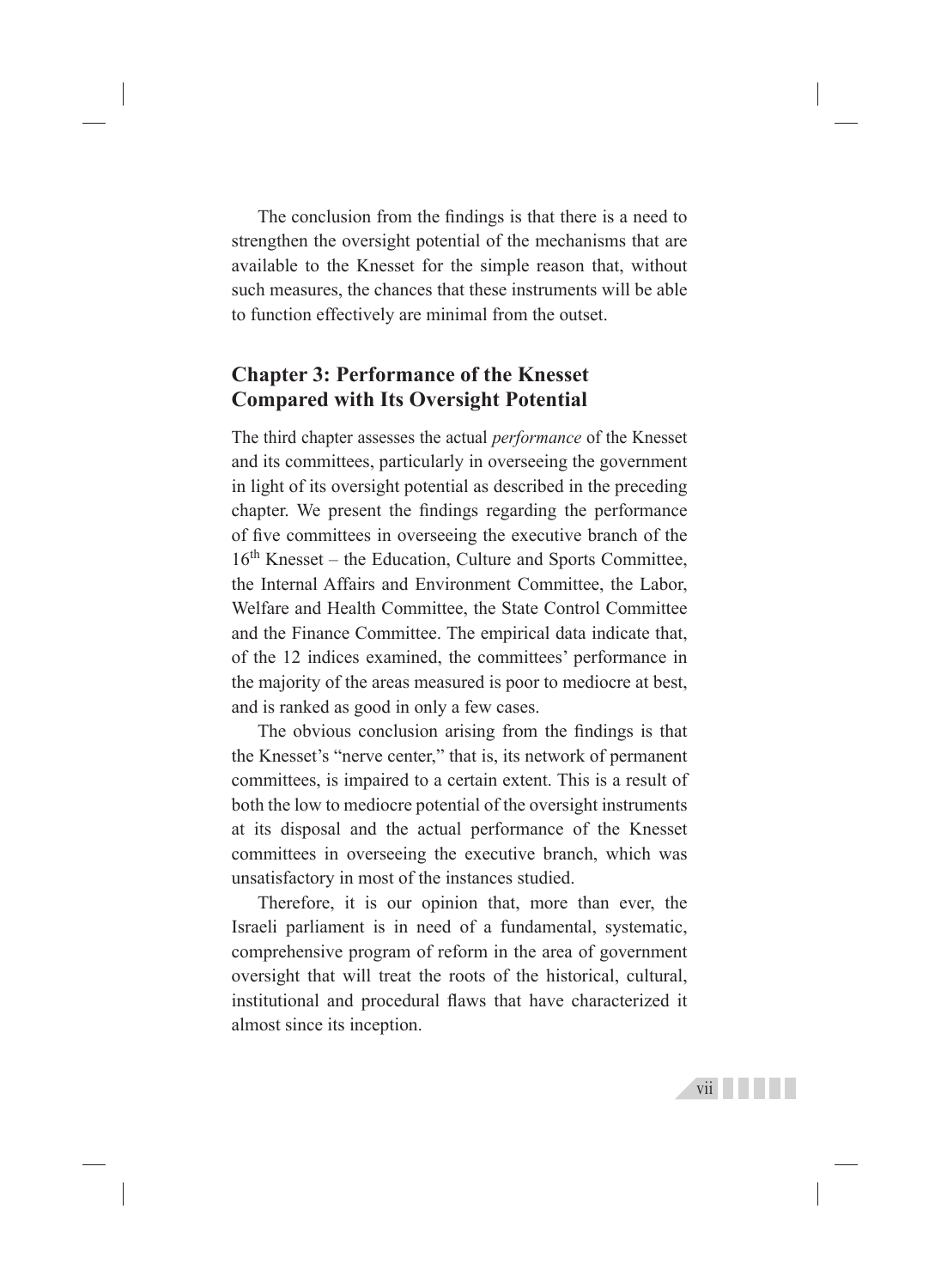The conclusion from the findings is that there is a need to strengthen the oversight potential of the mechanisms that are available to the Knesset for the simple reason that, without such measures, the chances that these instruments will be able to function effectively are minimal from the outset.

## Chapter 3: Performance of the Knesset Compared with Its Oversight Potential

The third chapter assesses the actual *performance* of the Knesset and its committees, particularly in overseeing the government in light of its oversight potential as described in the preceding chapter. We present the findings regarding the performance of five committees in overseeing the executive branch of the 16th Knesset – the Education, Culture and Sports Committee, the Internal Affairs and Environment Committee, the Labor, Welfare and Health Committee, the State Control Committee and the Finance Committee. The empirical data indicate that, of the 12 indices examined, the committees' performance in the majority of the areas measured is poor to mediocre at best, and is ranked as good in only a few cases.

The obvious conclusion arising from the findings is that the Knesset's "nerve center," that is, its network of permanent committees, is impaired to a certain extent. This is a result of both the low to mediocre potential of the oversight instruments at its disposal and the actual performance of the Knesset committees in overseeing the executive branch, which was unsatisfactory in most of the instances studied.

Therefore, it is our opinion that, more than ever, the Israeli parliament is in need of a fundamental, systematic, comprehensive program of reform in the area of government oversight that will treat the roots of the historical, cultural, institutional and procedural flaws that have characterized it almost since its inception.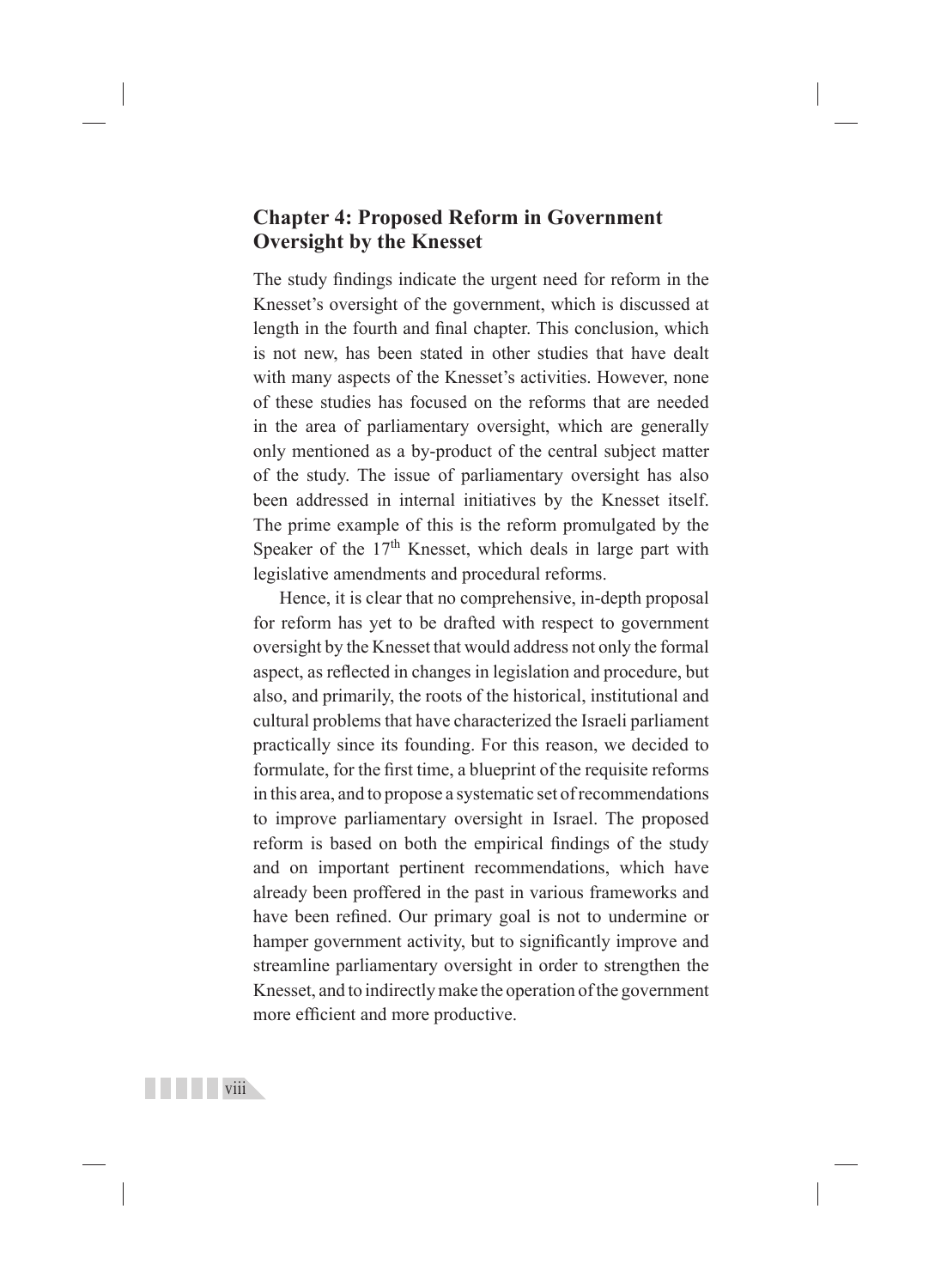## Chapter 4: Proposed Reform in Government Oversight by the Knesset

The study findings indicate the urgent need for reform in the Knesset's oversight of the government, which is discussed at length in the fourth and final chapter. This conclusion, which is not new, has been stated in other studies that have dealt with many aspects of the Knesset's activities. However, none of these studies has focused on the reforms that are needed in the area of parliamentary oversight, which are generally only mentioned as a by-product of the central subject matter of the study. The issue of parliamentary oversight has also been addressed in internal initiatives by the Knesset itself. The prime example of this is the reform promulgated by the Speaker of the 17th Knesset, which deals in large part with legislative amendments and procedural reforms.

Hence, it is clear that no comprehensive, in-depth proposal for reform has yet to be drafted with respect to government oversight by the Knesset that would address not only the formal aspect, as reflected in changes in legislation and procedure, but also, and primarily, the roots of the historical, institutional and cultural problems that have characterized the Israeli parliament practically since its founding. For this reason, we decided to formulate, for the first time, a blueprint of the requisite reforms in this area, and to propose a systematic set of recommendations to improve parliamentary oversight in Israel. The proposed reform is based on both the empirical findings of the study and on important pertinent recommendations, which have already been proffered in the past in various frameworks and have been refined. Our primary goal is not to undermine or hamper government activity, but to significantly improve and streamline parliamentary oversight in order to strengthen the Knesset, and to indirectly make the operation of the government more efficient and more productive.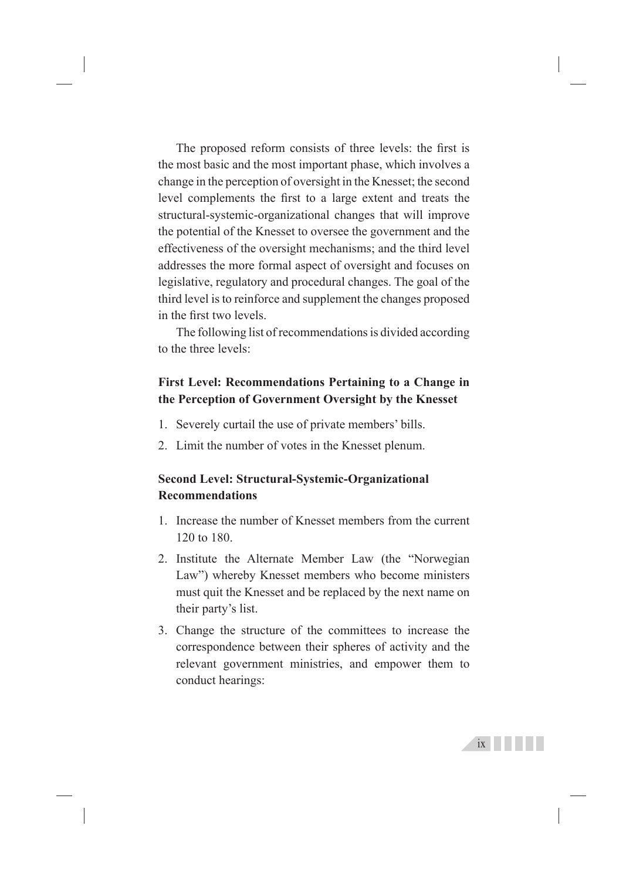The proposed reform consists of three levels: the first is the most basic and the most important phase, which involves a change in the perception of oversight in the Knesset; the second level complements the first to a large extent and treats the structural-systemic-organizational changes that will improve the potential of the Knesset to oversee the government and the effectiveness of the oversight mechanisms; and the third level addresses the more formal aspect of oversight and focuses on legislative, regulatory and procedural changes. The goal of the third level is to reinforce and supplement the changes proposed in the first two levels.

The following list of recommendations is divided according to the three levels:

**First Level: Recommendations Pertaining to a Change in the Perception of Government Oversight by the Knesset**

1. Severely curtail the use of private members' bills.
2. Limit the number of votes in the Knesset plenum.

**Second Level: Structural-Systemic-Organizational Recommendations**

1. Increase the number of Knesset members from the current 120 to 180.
2. Institute the Alternate Member Law (the "Norwegian Law") whereby Knesset members who become ministers must quit the Knesset and be replaced by the next name on their party's list.
3. Change the structure of the committees to increase the correspondence between their spheres of activity and the relevant government ministries, and empower them to conduct hearings: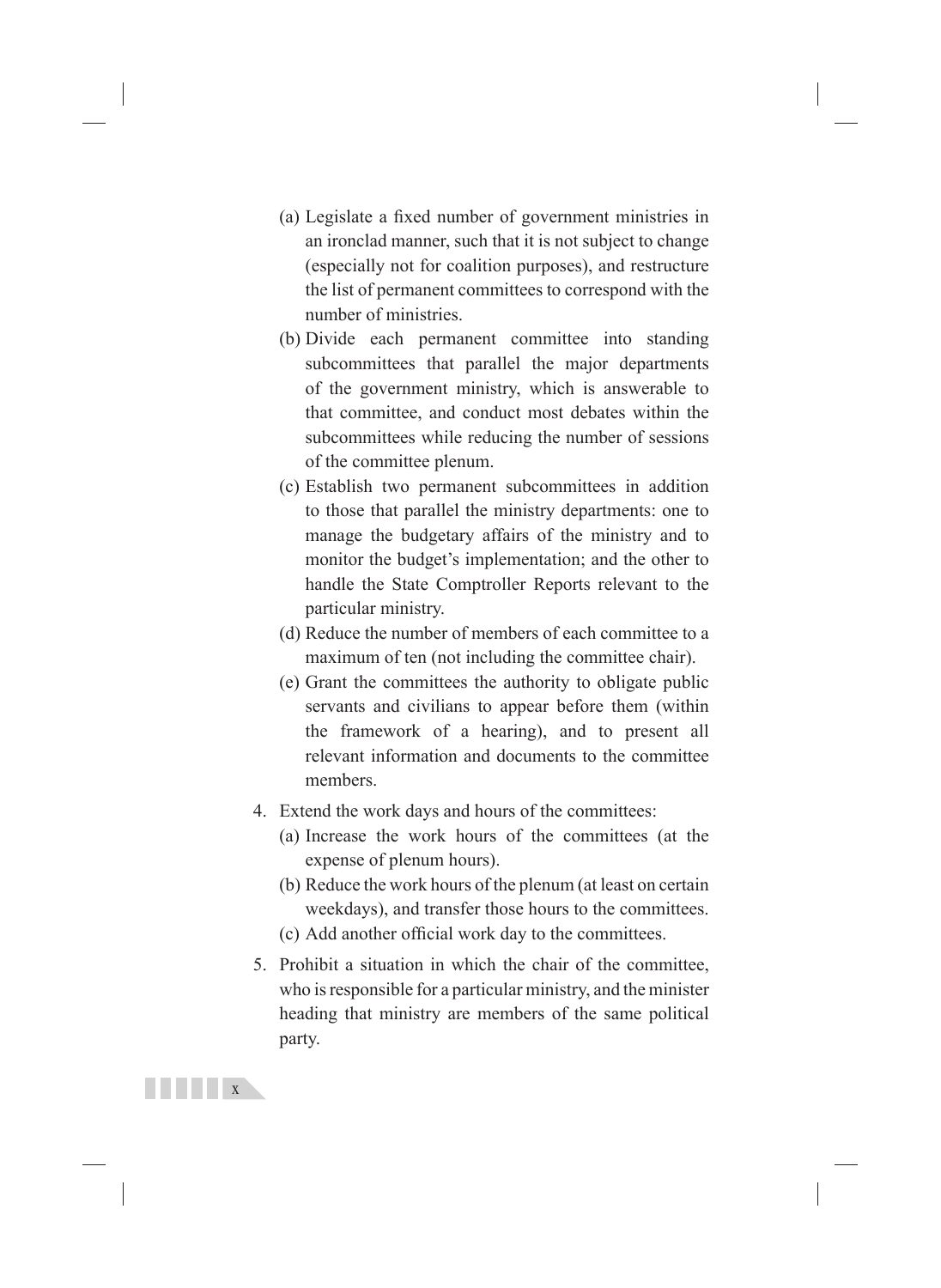(a) Legislate a fixed number of government ministries in an ironclad manner, such that it is not subject to change (especially not for coalition purposes), and restructure the list of permanent committees to correspond with the number of ministries.
   (b) Divide each permanent committee into standing subcommittees that parallel the major departments of the government ministry, which is answerable to that committee, and conduct most debates within the subcommittees while reducing the number of sessions of the committee plenum.
   (c) Establish two permanent subcommittees in addition to those that parallel the ministry departments: one to manage the budgetary affairs of the ministry and to monitor the budget's implementation; and the other to handle the State Comptroller Reports relevant to the particular ministry.
   (d) Reduce the number of members of each committee to a maximum of ten (not including the committee chair).
   (e) Grant the committees the authority to obligate public servants and civilians to appear before them (within the framework of a hearing), and to present all relevant information and documents to the committee members.

4. Extend the work days and hours of the committees:
   (a) Increase the work hours of the committees (at the expense of plenum hours).
   (b) Reduce the work hours of the plenum (at least on certain weekdays), and transfer those hours to the committees.
   (c) Add another official work day to the committees.

5. Prohibit a situation in which the chair of the committee, who is responsible for a particular ministry, and the minister heading that ministry are members of the same political party.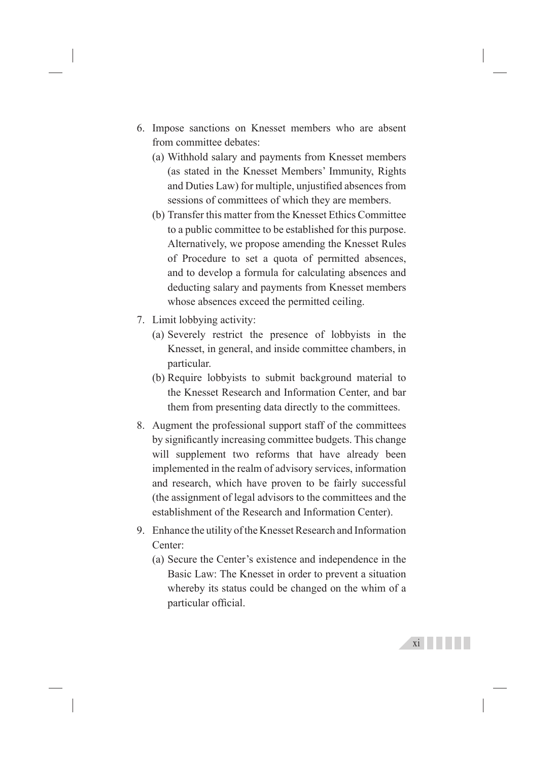6. Impose sanctions on Knesset members who are absent from committee debates:
   (a) Withhold salary and payments from Knesset members (as stated in the Knesset Members' Immunity, Rights and Duties Law) for multiple, unjustified absences from sessions of committees of which they are members.
   (b) Transfer this matter from the Knesset Ethics Committee to a public committee to be established for this purpose. Alternatively, we propose amending the Knesset Rules of Procedure to set a quota of permitted absences, and to develop a formula for calculating absences and deducting salary and payments from Knesset members whose absences exceed the permitted ceiling.
7. Limit lobbying activity:
   (a) Severely restrict the presence of lobbyists in the Knesset, in general, and inside committee chambers, in particular.
   (b) Require lobbyists to submit background material to the Knesset Research and Information Center, and bar them from presenting data directly to the committees.
8. Augment the professional support staff of the committees by significantly increasing committee budgets. This change will supplement two reforms that have already been implemented in the realm of advisory services, information and research, which have proven to be fairly successful (the assignment of legal advisors to the committees and the establishment of the Research and Information Center).
9. Enhance the utility of the Knesset Research and Information Center:
   (a) Secure the Center's existence and independence in the Basic Law: The Knesset in order to prevent a situation whereby its status could be changed on the whim of a particular official.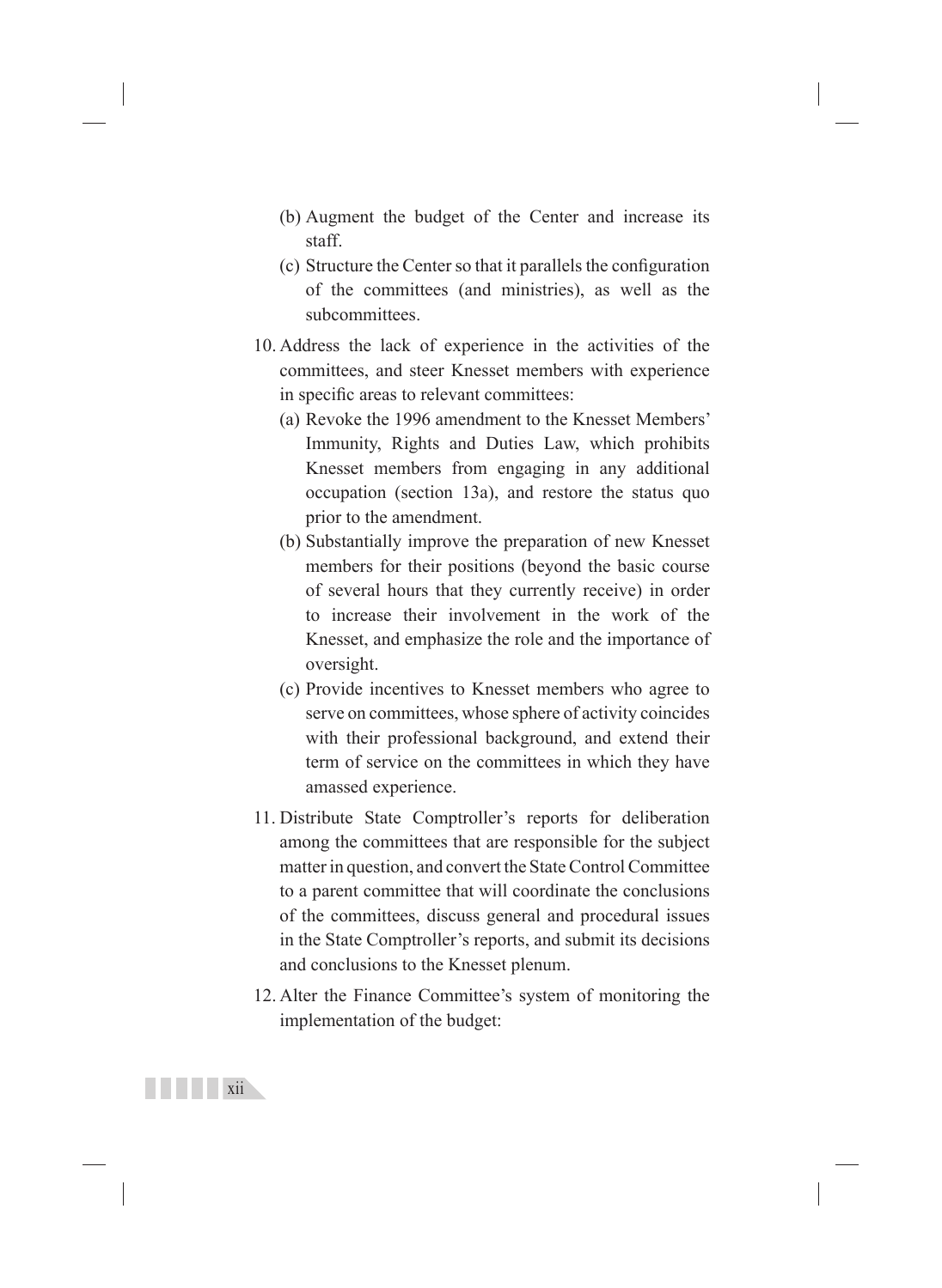- (b) Augment the budget of the Center and increase its staff.
   - (c) Structure the Center so that it parallels the configuration of the committees (and ministries), as well as the subcommittees.

10. Address the lack of experience in the activities of the committees, and steer Knesset members with experience in specific areas to relevant committees:
    - (a) Revoke the 1996 amendment to the Knesset Members' Immunity, Rights and Duties Law, which prohibits Knesset members from engaging in any additional occupation (section 13a), and restore the status quo prior to the amendment.
    - (b) Substantially improve the preparation of new Knesset members for their positions (beyond the basic course of several hours that they currently receive) in order to increase their involvement in the work of the Knesset, and emphasize the role and the importance of oversight.
    - (c) Provide incentives to Knesset members who agree to serve on committees, whose sphere of activity coincides with their professional background, and extend their term of service on the committees in which they have amassed experience.

11. Distribute State Comptroller's reports for deliberation among the committees that are responsible for the subject matter in question, and convert the State Control Committee to a parent committee that will coordinate the conclusions of the committees, discuss general and procedural issues in the State Comptroller's reports, and submit its decisions and conclusions to the Knesset plenum.

12. Alter the Finance Committee's system of monitoring the implementation of the budget: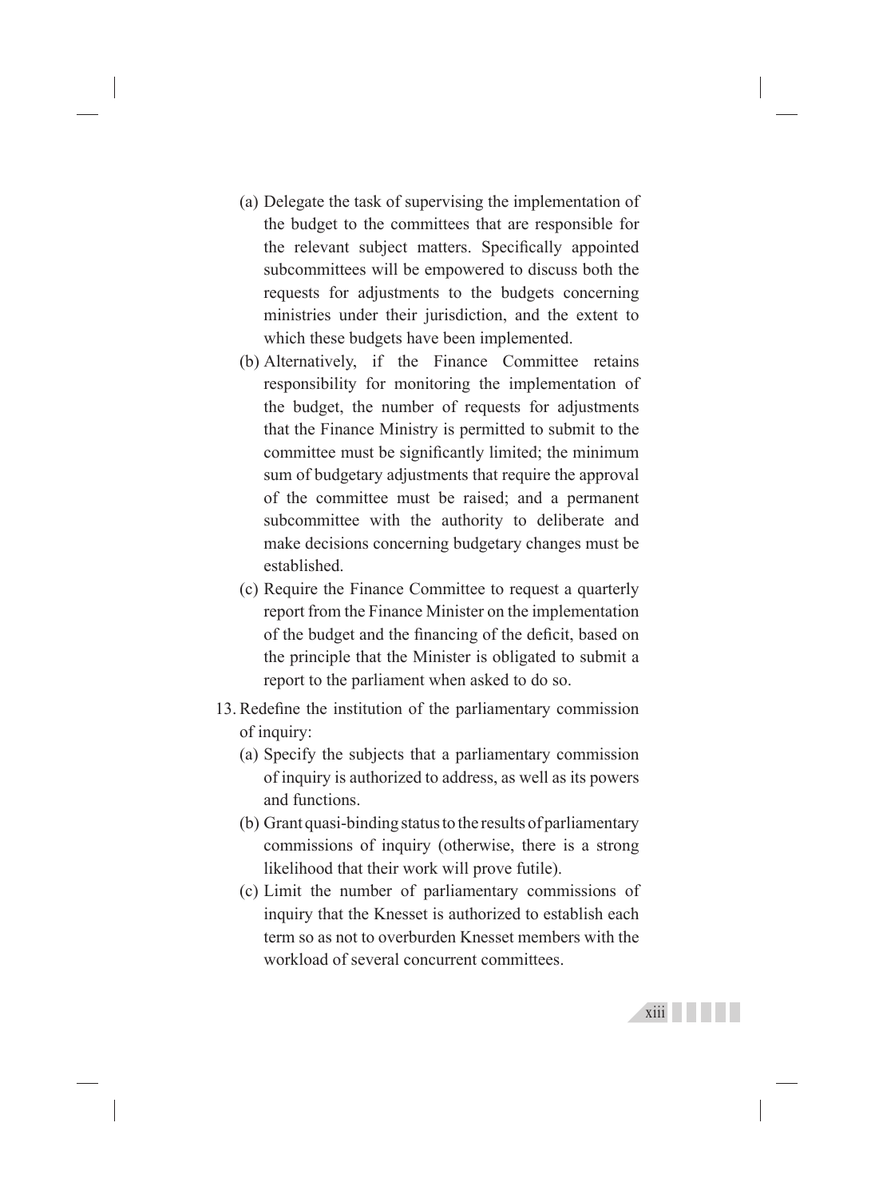(a) Delegate the task of supervising the implementation of the budget to the committees that are responsible for the relevant subject matters. Specifically appointed subcommittees will be empowered to discuss both the requests for adjustments to the budgets concerning ministries under their jurisdiction, and the extent to which these budgets have been implemented.

(b) Alternatively, if the Finance Committee retains responsibility for monitoring the implementation of the budget, the number of requests for adjustments that the Finance Ministry is permitted to submit to the committee must be significantly limited; the minimum sum of budgetary adjustments that require the approval of the committee must be raised; and a permanent subcommittee with the authority to deliberate and make decisions concerning budgetary changes must be established.

(c) Require the Finance Committee to request a quarterly report from the Finance Minister on the implementation of the budget and the financing of the deficit, based on the principle that the Minister is obligated to submit a report to the parliament when asked to do so.

13. Redefine the institution of the parliamentary commission of inquiry:

    (a) Specify the subjects that a parliamentary commission of inquiry is authorized to address, as well as its powers and functions.

    (b) Grant quasi-binding status to the results of parliamentary commissions of inquiry (otherwise, there is a strong likelihood that their work will prove futile).

    (c) Limit the number of parliamentary commissions of inquiry that the Knesset is authorized to establish each term so as not to overburden Knesset members with the workload of several concurrent committees.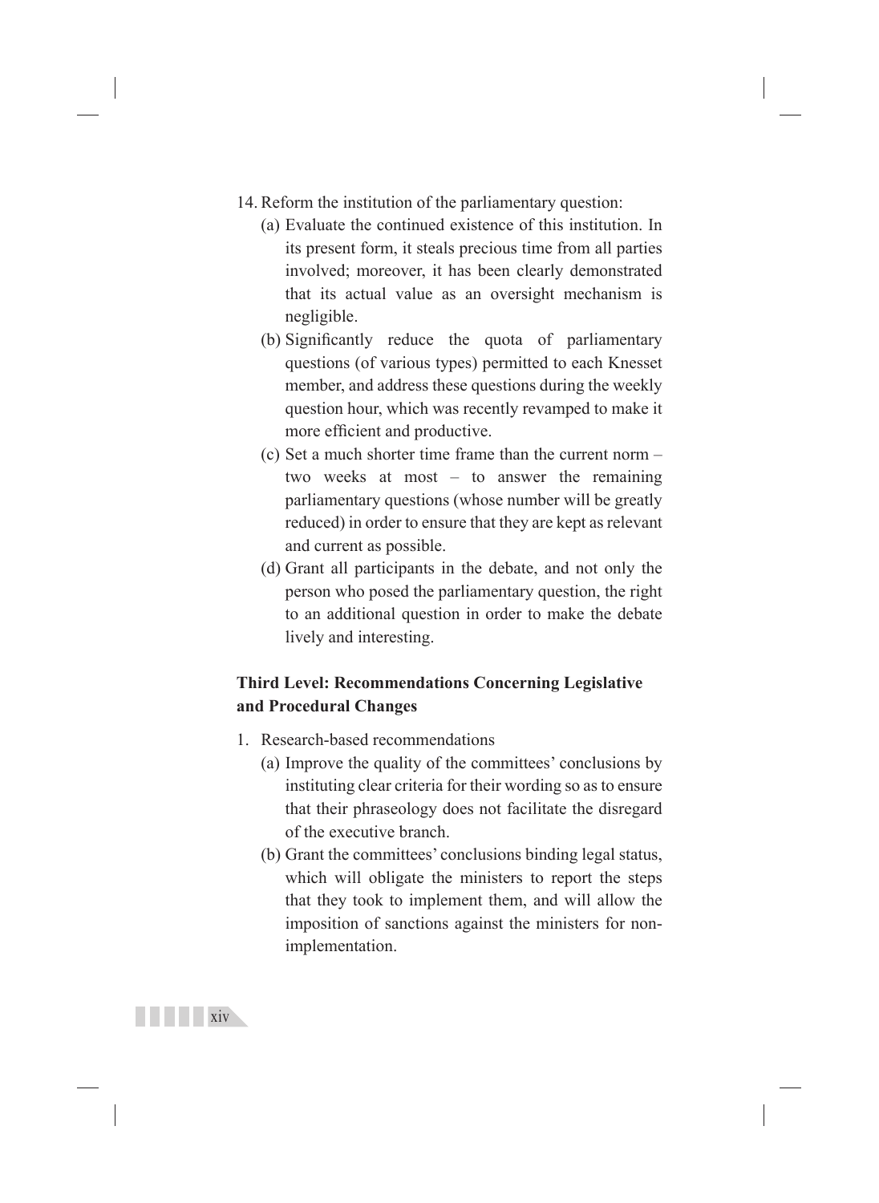14. Reform the institution of the parliamentary question:
    (a) Evaluate the continued existence of this institution. In its present form, it steals precious time from all parties involved; moreover, it has been clearly demonstrated that its actual value as an oversight mechanism is negligible.
    (b) Significantly reduce the quota of parliamentary questions (of various types) permitted to each Knesset member, and address these questions during the weekly question hour, which was recently revamped to make it more efficient and productive.
    (c) Set a much shorter time frame than the current norm – two weeks at most – to answer the remaining parliamentary questions (whose number will be greatly reduced) in order to ensure that they are kept as relevant and current as possible.
    (d) Grant all participants in the debate, and not only the person who posed the parliamentary question, the right to an additional question in order to make the debate lively and interesting.

### Third Level: Recommendations Concerning Legislative and Procedural Changes

1. Research-based recommendations
    (a) Improve the quality of the committees' conclusions by instituting clear criteria for their wording so as to ensure that their phraseology does not facilitate the disregard of the executive branch.
    (b) Grant the committees' conclusions binding legal status, which will obligate the ministers to report the steps that they took to implement them, and will allow the imposition of sanctions against the ministers for non-implementation.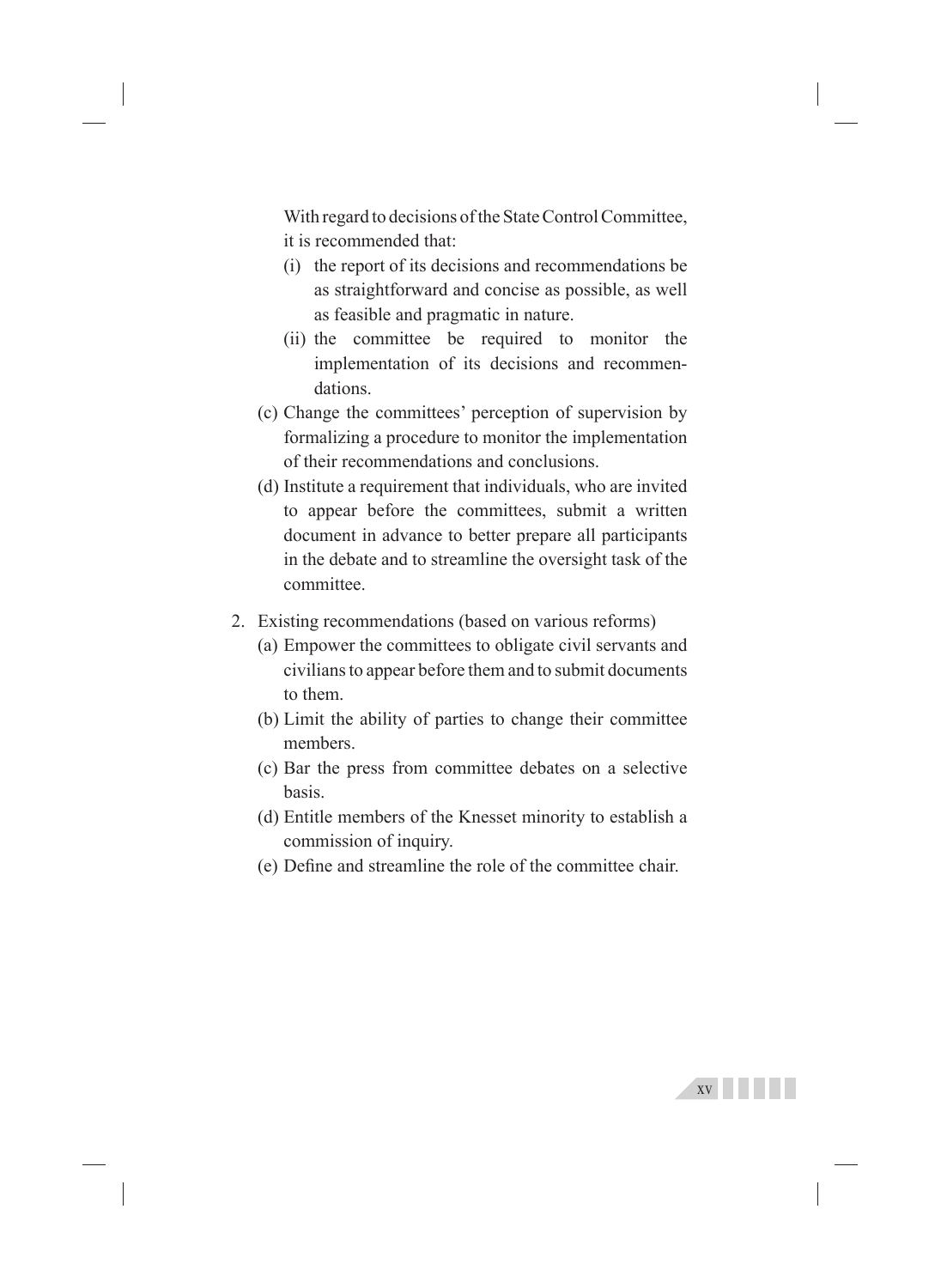With regard to decisions of the State Control Committee, it is recommended that:

   (i) the report of its decisions and recommendations be as straightforward and concise as possible, as well as feasible and pragmatic in nature.

   (ii) the committee be required to monitor the implementation of its decisions and recommendations.

(c) Change the committees' perception of supervision by formalizing a procedure to monitor the implementation of their recommendations and conclusions.

(d) Institute a requirement that individuals, who are invited to appear before the committees, submit a written document in advance to better prepare all participants in the debate and to streamline the oversight task of the committee.

2. Existing recommendations (based on various reforms)

   (a) Empower the committees to obligate civil servants and civilians to appear before them and to submit documents to them.

   (b) Limit the ability of parties to change their committee members.

   (c) Bar the press from committee debates on a selective basis.

   (d) Entitle members of the Knesset minority to establish a commission of inquiry.

   (e) Define and streamline the role of the committee chair.